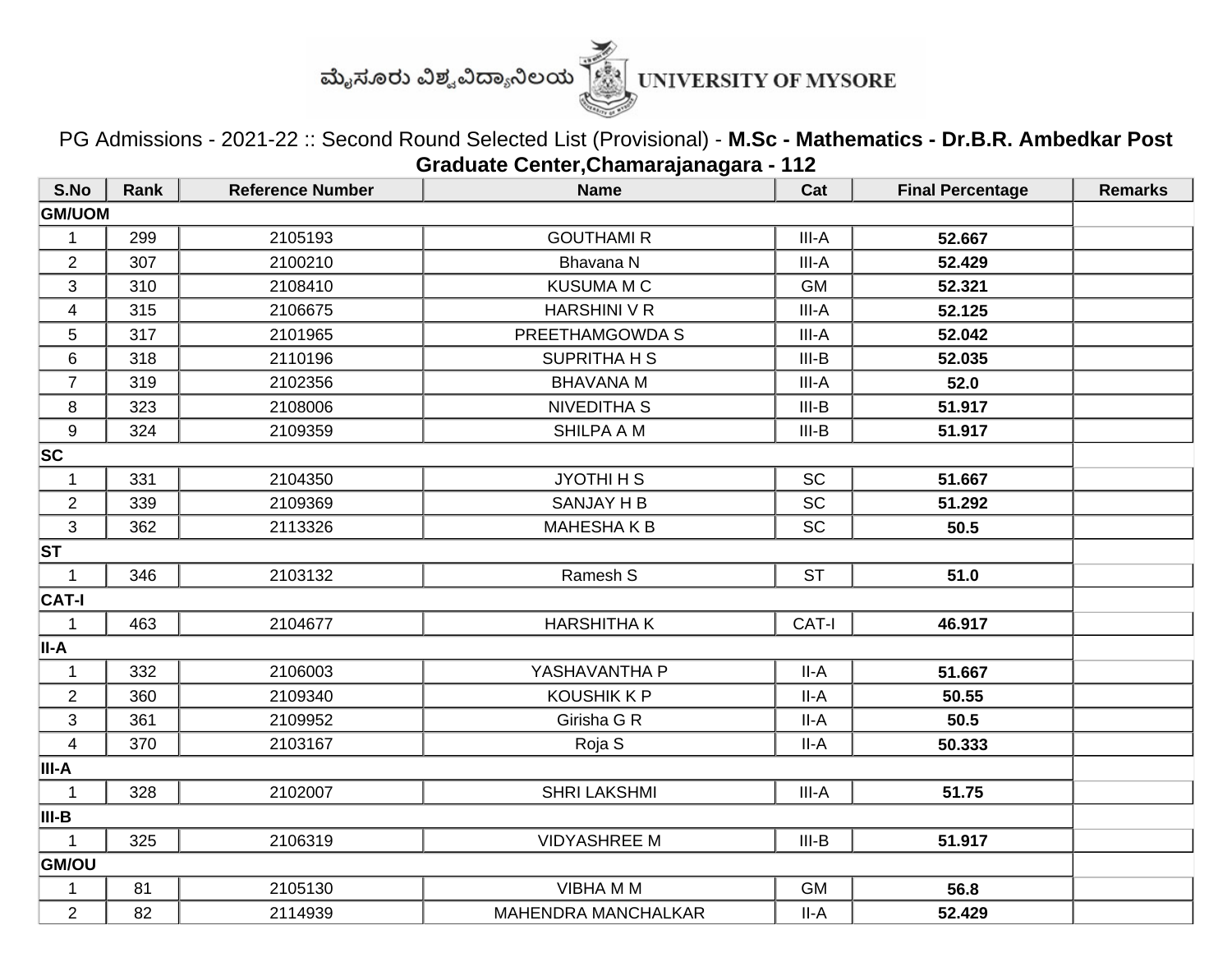ಮೈಸೂರು ವಿಶ್ವವಿದ್ಯಾನಿಲಯ UNIVERSITY OF MYSORE

PG Admissions - 2021-22 :: Second Round Selected List (Provisional) - **M.Sc - Mathematics - Dr.B.R. Ambedkar Post Graduate Center,Chamarajanagara - 112**

| S.No | Rank | Reference Number | Name | Cat | Final Percentage | Remarks |
|---|---|---|---|---|---|---|
| **GM/UOM** | | | | | | |
| 1 | 299 | 2105193 | GOUTHAMI R | III-A | **52.667** | |
| 2 | 307 | 2100210 | Bhavana N | III-A | **52.429** | |
| 3 | 310 | 2108410 | KUSUMA M C | GM | **52.321** | |
| 4 | 315 | 2106675 | HARSHINI V R | III-A | **52.125** | |
| 5 | 317 | 2101965 | PREETHAMGOWDA S | III-A | **52.042** | |
| 6 | 318 | 2110196 | SUPRITHA H S | III-B | **52.035** | |
| 7 | 319 | 2102356 | BHAVANA M | III-A | **52.0** | |
| 8 | 323 | 2108006 | NIVEDITHA S | III-B | **51.917** | |
| 9 | 324 | 2109359 | SHILPA A M | III-B | **51.917** | |
| **SC** | | | | | | |
| 1 | 331 | 2104350 | JYOTHI H S | SC | **51.667** | |
| 2 | 339 | 2109369 | SANJAY H B | SC | **51.292** | |
| 3 | 362 | 2113326 | MAHESHA K B | SC | **50.5** | |
| **ST** | | | | | | |
| 1 | 346 | 2103132 | Ramesh S | ST | **51.0** | |
| **CAT-I** | | | | | | |
| 1 | 463 | 2104677 | HARSHITHA K | CAT-I | **46.917** | |
| **II-A** | | | | | | |
| 1 | 332 | 2106003 | YASHAVANTHA P | II-A | **51.667** | |
| 2 | 360 | 2109340 | KOUSHIK K P | II-A | **50.55** | |
| 3 | 361 | 2109952 | Girisha G R | II-A | **50.5** | |
| 4 | 370 | 2103167 | Roja S | II-A | **50.333** | |
| **III-A** | | | | | | |
| 1 | 328 | 2102007 | SHRI LAKSHMI | III-A | **51.75** | |
| **III-B** | | | | | | |
| 1 | 325 | 2106319 | VIDYASHREE M | III-B | **51.917** | |
| **GM/OU** | | | | | | |
| 1 | 81 | 2105130 | VIBHA M M | GM | **56.8** | |
| 2 | 82 | 2114939 | MAHENDRA MANCHALKAR | II-A | **52.429** | |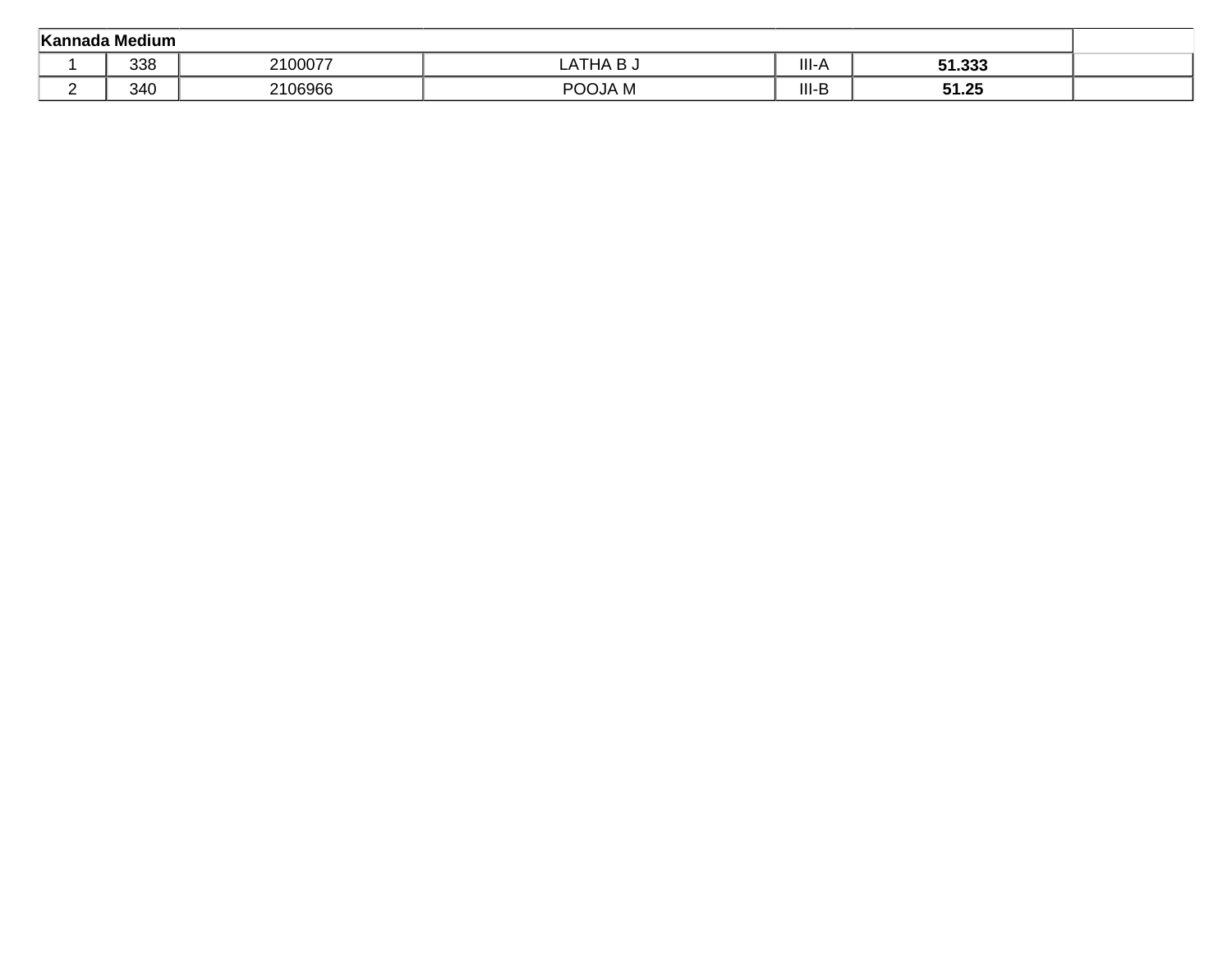| | | | | | | |
|---|---|---|---|---|---|---|
| **Kannada Medium** | | | | | | |
| 1 | 338 | 2100077 | LATHA B J | III-A | **51.333** | |
| 2 | 340 | 2106966 | POOJA M | III-B | **51.25** | |